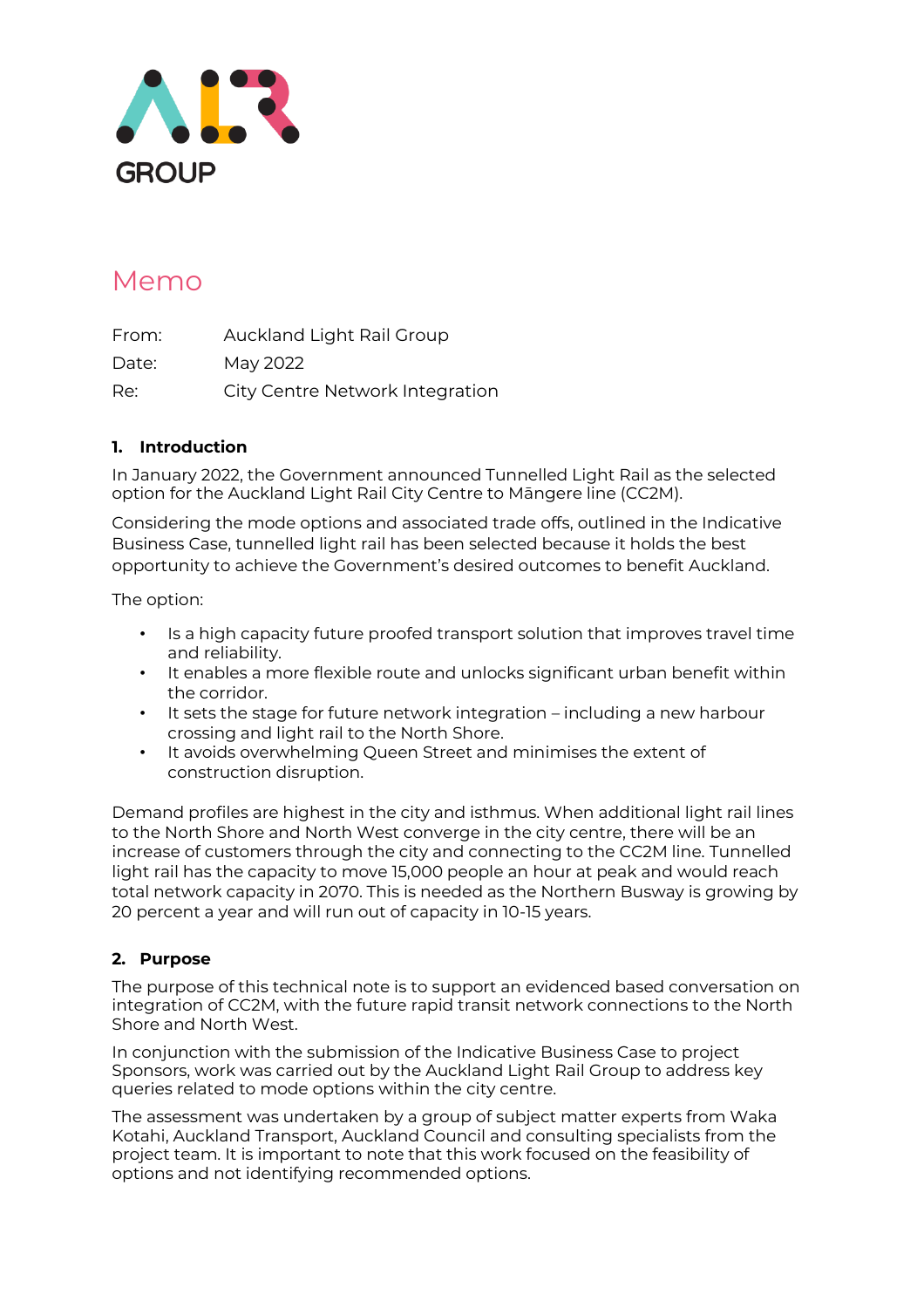ALR GROUP

# Memo

From: Auckland Light Rail Group
Date: May 2022
Re: City Centre Network Integration

## 1. Introduction

In January 2022, the Government announced Tunnelled Light Rail as the selected option for the Auckland Light Rail City Centre to Māngere line (CC2M).

Considering the mode options and associated trade offs, outlined in the Indicative Business Case, tunnelled light rail has been selected because it holds the best opportunity to achieve the Government's desired outcomes to benefit Auckland.

The option:

- Is a high capacity future proofed transport solution that improves travel time and reliability.
- It enables a more flexible route and unlocks significant urban benefit within the corridor.
- It sets the stage for future network integration – including a new harbour crossing and light rail to the North Shore.
- It avoids overwhelming Queen Street and minimises the extent of construction disruption.

Demand profiles are highest in the city and isthmus. When additional light rail lines to the North Shore and North West converge in the city centre, there will be an increase of customers through the city and connecting to the CC2M line. Tunnelled light rail has the capacity to move 15,000 people an hour at peak and would reach total network capacity in 2070. This is needed as the Northern Busway is growing by 20 percent a year and will run out of capacity in 10-15 years.

## 2. Purpose

The purpose of this technical note is to support an evidenced based conversation on integration of CC2M, with the future rapid transit network connections to the North Shore and North West.

In conjunction with the submission of the Indicative Business Case to project Sponsors, work was carried out by the Auckland Light Rail Group to address key queries related to mode options within the city centre.

The assessment was undertaken by a group of subject matter experts from Waka Kotahi, Auckland Transport, Auckland Council and consulting specialists from the project team. It is important to note that this work focused on the feasibility of options and not identifying recommended options.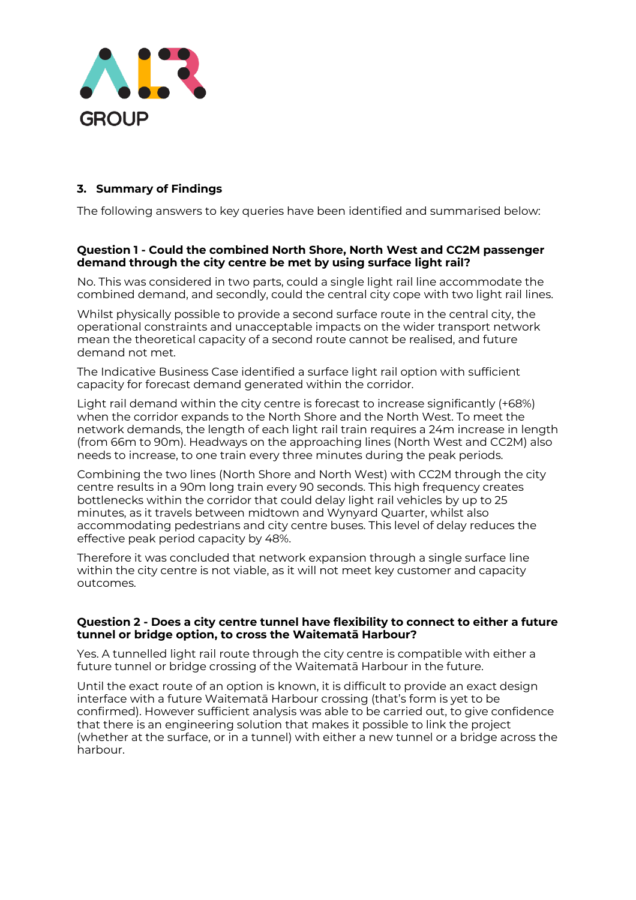## 3. Summary of Findings

The following answers to key queries have been identified and summarised below:

**Question 1 - Could the combined North Shore, North West and CC2M passenger demand through the city centre be met by using surface light rail?**

No. This was considered in two parts, could a single light rail line accommodate the combined demand, and secondly, could the central city cope with two light rail lines.

Whilst physically possible to provide a second surface route in the central city, the operational constraints and unacceptable impacts on the wider transport network mean the theoretical capacity of a second route cannot be realised, and future demand not met.

The Indicative Business Case identified a surface light rail option with sufficient capacity for forecast demand generated within the corridor.

Light rail demand within the city centre is forecast to increase significantly (+68%) when the corridor expands to the North Shore and the North West. To meet the network demands, the length of each light rail train requires a 24m increase in length (from 66m to 90m). Headways on the approaching lines (North West and CC2M) also needs to increase, to one train every three minutes during the peak periods.

Combining the two lines (North Shore and North West) with CC2M through the city centre results in a 90m long train every 90 seconds. This high frequency creates bottlenecks within the corridor that could delay light rail vehicles by up to 25 minutes, as it travels between midtown and Wynyard Quarter, whilst also accommodating pedestrians and city centre buses. This level of delay reduces the effective peak period capacity by 48%.

Therefore it was concluded that network expansion through a single surface line within the city centre is not viable, as it will not meet key customer and capacity outcomes.

**Question 2 - Does a city centre tunnel have flexibility to connect to either a future tunnel or bridge option, to cross the Waitematā Harbour?**

Yes. A tunnelled light rail route through the city centre is compatible with either a future tunnel or bridge crossing of the Waitematā Harbour in the future.

Until the exact route of an option is known, it is difficult to provide an exact design interface with a future Waitematā Harbour crossing (that's form is yet to be confirmed). However sufficient analysis was able to be carried out, to give confidence that there is an engineering solution that makes it possible to link the project (whether at the surface, or in a tunnel) with either a new tunnel or a bridge across the harbour.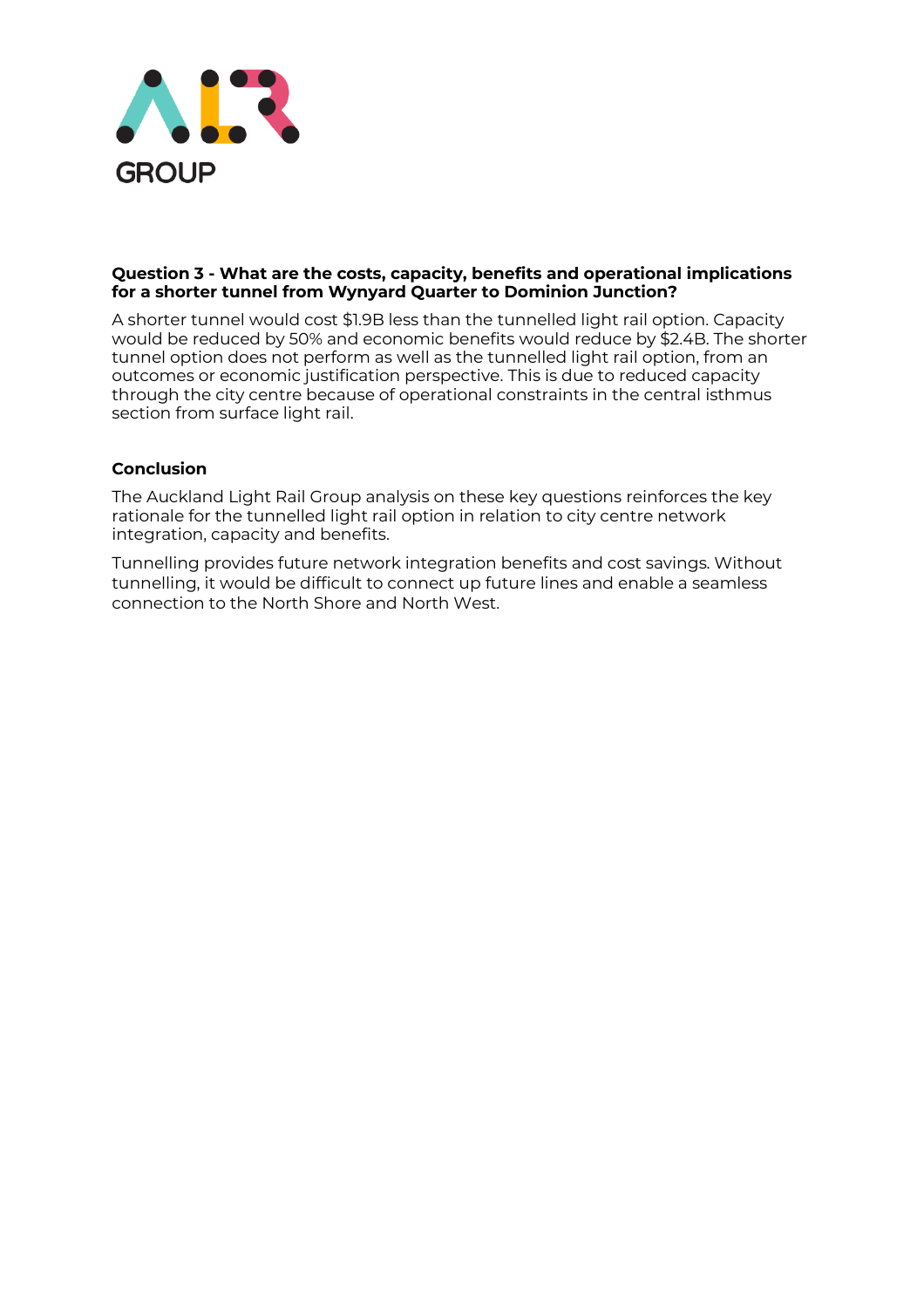**Question 3 - What are the costs, capacity, benefits and operational implications for a shorter tunnel from Wynyard Quarter to Dominion Junction?**

A shorter tunnel would cost $1.9B less than the tunnelled light rail option. Capacity would be reduced by 50% and economic benefits would reduce by $2.4B. The shorter tunnel option does not perform as well as the tunnelled light rail option, from an outcomes or economic justification perspective. This is due to reduced capacity through the city centre because of operational constraints in the central isthmus section from surface light rail.

**Conclusion**

The Auckland Light Rail Group analysis on these key questions reinforces the key rationale for the tunnelled light rail option in relation to city centre network integration, capacity and benefits.

Tunnelling provides future network integration benefits and cost savings. Without tunnelling, it would be difficult to connect up future lines and enable a seamless connection to the North Shore and North West.